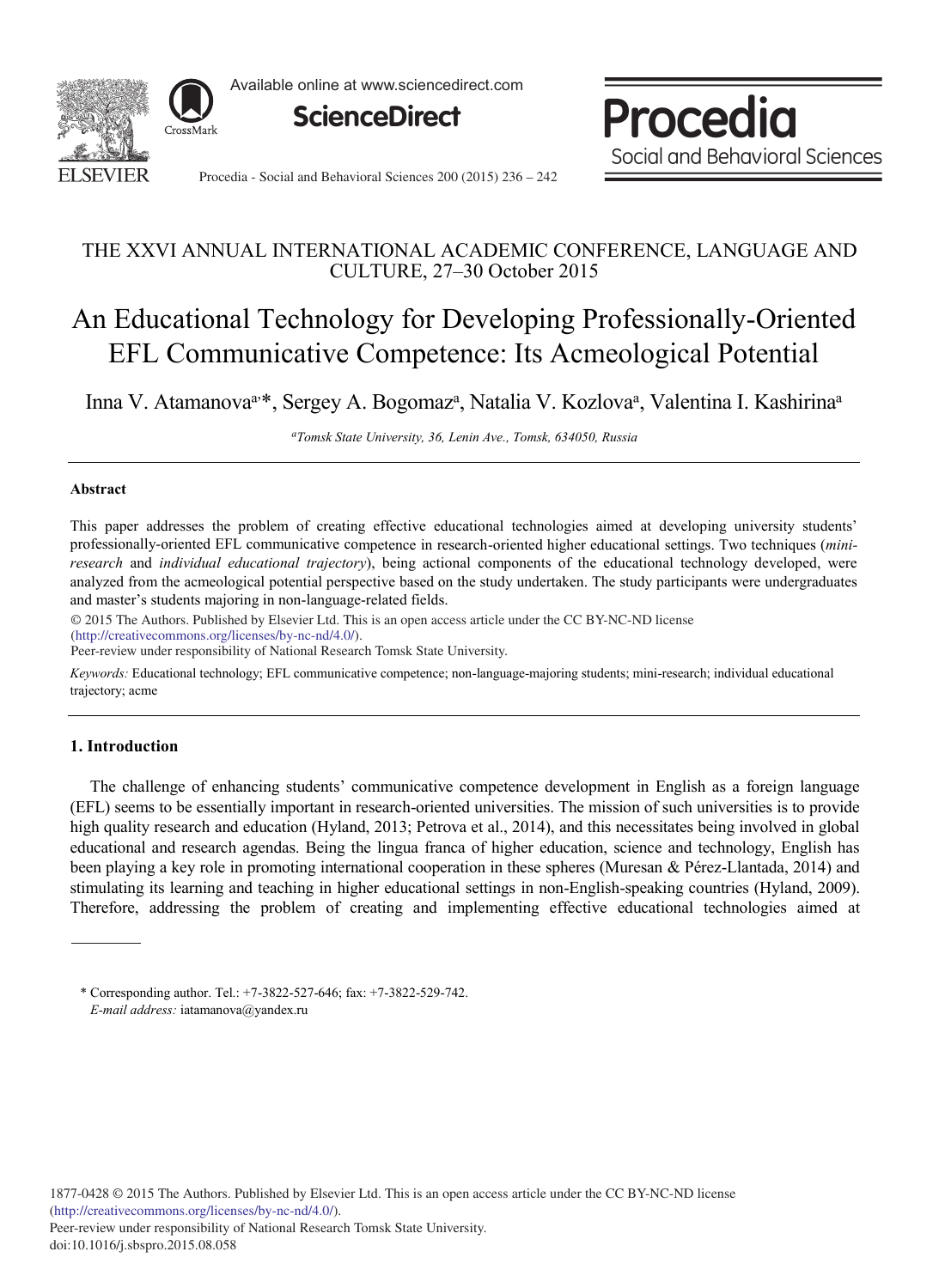THE XXVI ANNUAL INTERNATIONAL ACADEMIC CONFERENCE, LANGUAGE AND CULTURE, 27–30 October 2015

# An Educational Technology for Developing Professionally-Oriented EFL Communicative Competence: Its Acmeological Potential

Inna V. Atamanova[a,*], Sergey A. Bogomaz[a], Natalia V. Kozlova[a], Valentina I. Kashirina[a]

[a]*Tomsk State University, 36, Lenin Ave., Tomsk, 634050, Russia*

---

**Abstract**

This paper addresses the problem of creating effective educational technologies aimed at developing university students' professionally-oriented EFL communicative competence in research-oriented higher educational settings. Two techniques (*mini-research* and *individual educational trajectory*), being actional components of the educational technology developed, were analyzed from the acmeological potential perspective based on the study undertaken. The study participants were undergraduates and master's students majoring in non-language-related fields.

© 2015 The Authors. Published by Elsevier Ltd. This is an open access article under the CC BY-NC-ND license (http://creativecommons.org/licenses/by-nc-nd/4.0/).
Peer-review under responsibility of National Research Tomsk State University.

*Keywords:* Educational technology; EFL communicative competence; non-language-majoring students; mini-research; individual educational trajectory; acme

---

## 1. Introduction

The challenge of enhancing students' communicative competence development in English as a foreign language (EFL) seems to be essentially important in research-oriented universities. The mission of such universities is to provide high quality research and education (Hyland, 2013; Petrova et al., 2014), and this necessitates being involved in global educational and research agendas. Being the lingua franca of higher education, science and technology, English has been playing a key role in promoting international cooperation in these spheres (Muresan & Pérez-Llantada, 2014) and stimulating its learning and teaching in higher educational settings in non-English-speaking countries (Hyland, 2009). Therefore, addressing the problem of creating and implementing effective educational technologies aimed at

* Corresponding author. Tel.: +7-3822-527-646; fax: +7-3822-529-742.
*E-mail address:* iatamanova@yandex.ru

1877-0428 © 2015 The Authors. Published by Elsevier Ltd. This is an open access article under the CC BY-NC-ND license (http://creativecommons.org/licenses/by-nc-nd/4.0/).
Peer-review under responsibility of National Research Tomsk State University.
doi:10.1016/j.sbspro.2015.08.058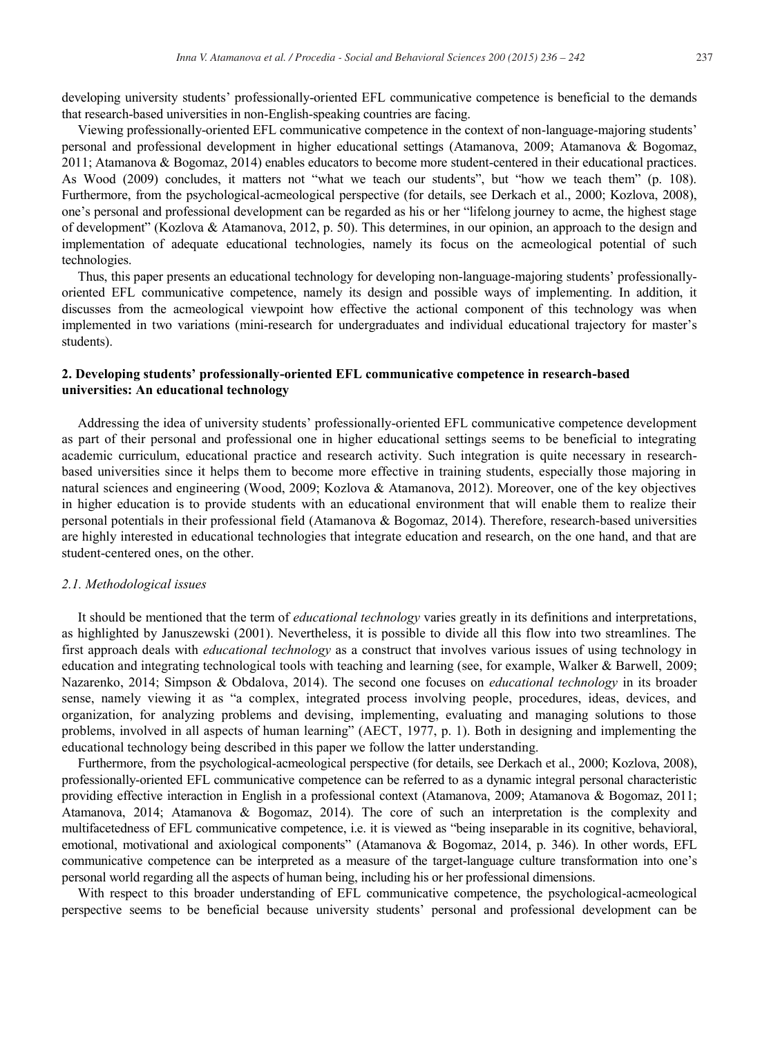developing university students' professionally-oriented EFL communicative competence is beneficial to the demands that research-based universities in non-English-speaking countries are facing.

Viewing professionally-oriented EFL communicative competence in the context of non-language-majoring students' personal and professional development in higher educational settings (Atamanova, 2009; Atamanova & Bogomaz, 2011; Atamanova & Bogomaz, 2014) enables educators to become more student-centered in their educational practices. As Wood (2009) concludes, it matters not "what we teach our students", but "how we teach them" (p. 108). Furthermore, from the psychological-acmeological perspective (for details, see Derkach et al., 2000; Kozlova, 2008), one's personal and professional development can be regarded as his or her "lifelong journey to acme, the highest stage of development" (Kozlova & Atamanova, 2012, p. 50). This determines, in our opinion, an approach to the design and implementation of adequate educational technologies, namely its focus on the acmeological potential of such technologies.

Thus, this paper presents an educational technology for developing non-language-majoring students' professionally-oriented EFL communicative competence, namely its design and possible ways of implementing. In addition, it discusses from the acmeological viewpoint how effective the actional component of this technology was when implemented in two variations (mini-research for undergraduates and individual educational trajectory for master's students).

## 2. Developing students' professionally-oriented EFL communicative competence in research-based universities: An educational technology

Addressing the idea of university students' professionally-oriented EFL communicative competence development as part of their personal and professional one in higher educational settings seems to be beneficial to integrating academic curriculum, educational practice and research activity. Such integration is quite necessary in research-based universities since it helps them to become more effective in training students, especially those majoring in natural sciences and engineering (Wood, 2009; Kozlova & Atamanova, 2012). Moreover, one of the key objectives in higher education is to provide students with an educational environment that will enable them to realize their personal potentials in their professional field (Atamanova & Bogomaz, 2014). Therefore, research-based universities are highly interested in educational technologies that integrate education and research, on the one hand, and that are student-centered ones, on the other.

### *2.1. Methodological issues*

It should be mentioned that the term of *educational technology* varies greatly in its definitions and interpretations, as highlighted by Januszewski (2001). Nevertheless, it is possible to divide all this flow into two streamlines. The first approach deals with *educational technology* as a construct that involves various issues of using technology in education and integrating technological tools with teaching and learning (see, for example, Walker & Barwell, 2009; Nazarenko, 2014; Simpson & Obdalova, 2014). The second one focuses on *educational technology* in its broader sense, namely viewing it as "a complex, integrated process involving people, procedures, ideas, devices, and organization, for analyzing problems and devising, implementing, evaluating and managing solutions to those problems, involved in all aspects of human learning" (AECT, 1977, p. 1). Both in designing and implementing the educational technology being described in this paper we follow the latter understanding.

Furthermore, from the psychological-acmeological perspective (for details, see Derkach et al., 2000; Kozlova, 2008), professionally-oriented EFL communicative competence can be referred to as a dynamic integral personal characteristic providing effective interaction in English in a professional context (Atamanova, 2009; Atamanova & Bogomaz, 2011; Atamanova, 2014; Atamanova & Bogomaz, 2014). The core of such an interpretation is the complexity and multifacetedness of EFL communicative competence, i.e. it is viewed as "being inseparable in its cognitive, behavioral, emotional, motivational and axiological components" (Atamanova & Bogomaz, 2014, p. 346). In other words, EFL communicative competence can be interpreted as a measure of the target-language culture transformation into one's personal world regarding all the aspects of human being, including his or her professional dimensions.

With respect to this broader understanding of EFL communicative competence, the psychological-acmeological perspective seems to be beneficial because university students' personal and professional development can be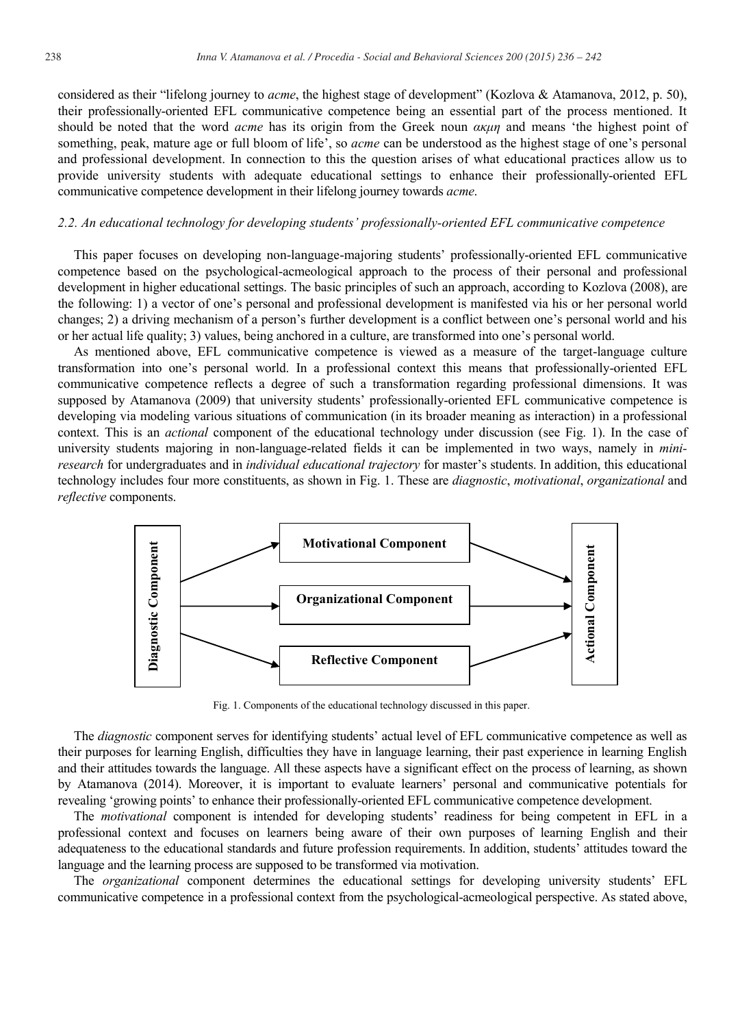considered as their "lifelong journey to *acme*, the highest stage of development" (Kozlova & Atamanova, 2012, p. 50), their professionally-oriented EFL communicative competence being an essential part of the process mentioned. It should be noted that the word *acme* has its origin from the Greek noun *ακμη* and means 'the highest point of something, peak, mature age or full bloom of life', so *acme* can be understood as the highest stage of one's personal and professional development. In connection to this the question arises of what educational practices allow us to provide university students with adequate educational settings to enhance their professionally-oriented EFL communicative competence development in their lifelong journey towards *acme*.

### *2.2. An educational technology for developing students' professionally-oriented EFL communicative competence*

This paper focuses on developing non-language-majoring students' professionally-oriented EFL communicative competence based on the psychological-acmeological approach to the process of their personal and professional development in higher educational settings. The basic principles of such an approach, according to Kozlova (2008), are the following: 1) a vector of one's personal and professional development is manifested via his or her personal world changes; 2) a driving mechanism of a person's further development is a conflict between one's personal world and his or her actual life quality; 3) values, being anchored in a culture, are transformed into one's personal world.

As mentioned above, EFL communicative competence is viewed as a measure of the target-language culture transformation into one's personal world. In a professional context this means that professionally-oriented EFL communicative competence reflects a degree of such a transformation regarding professional dimensions. It was supposed by Atamanova (2009) that university students' professionally-oriented EFL communicative competence is developing via modeling various situations of communication (in its broader meaning as interaction) in a professional context. This is an *actional* component of the educational technology under discussion (see Fig. 1). In the case of university students majoring in non-language-related fields it can be implemented in two ways, namely in *mini-research* for undergraduates and in *individual educational trajectory* for master's students. In addition, this educational technology includes four more constituents, as shown in Fig. 1. These are *diagnostic*, *motivational*, *organizational* and *reflective* components.

Diagnostic Component → Motivational Component → Actional Component
Diagnostic Component → Organizational Component → Actional Component
Diagnostic Component → Reflective Component → Actional Component

Fig. 1. Components of the educational technology discussed in this paper.

The *diagnostic* component serves for identifying students' actual level of EFL communicative competence as well as their purposes for learning English, difficulties they have in language learning, their past experience in learning English and their attitudes towards the language. All these aspects have a significant effect on the process of learning, as shown by Atamanova (2014). Moreover, it is important to evaluate learners' personal and communicative potentials for revealing 'growing points' to enhance their professionally-oriented EFL communicative competence development.

The *motivational* component is intended for developing students' readiness for being competent in EFL in a professional context and focuses on learners being aware of their own purposes of learning English and their adequateness to the educational standards and future profession requirements. In addition, students' attitudes toward the language and the learning process are supposed to be transformed via motivation.

The *organizational* component determines the educational settings for developing university students' EFL communicative competence in a professional context from the psychological-acmeological perspective. As stated above,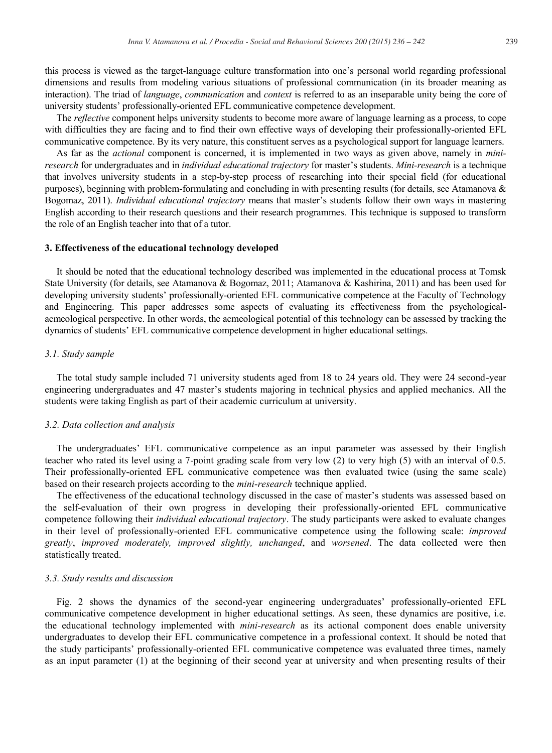this process is viewed as the target-language culture transformation into one's personal world regarding professional dimensions and results from modeling various situations of professional communication (in its broader meaning as interaction). The triad of *language*, *communication* and *context* is referred to as an inseparable unity being the core of university students' professionally-oriented EFL communicative competence development.

The *reflective* component helps university students to become more aware of language learning as a process, to cope with difficulties they are facing and to find their own effective ways of developing their professionally-oriented EFL communicative competence. By its very nature, this constituent serves as a psychological support for language learners.

As far as the *actional* component is concerned, it is implemented in two ways as given above, namely in *mini-research* for undergraduates and in *individual educational trajectory* for master's students. *Mini-research* is a technique that involves university students in a step-by-step process of researching into their special field (for educational purposes), beginning with problem-formulating and concluding in with presenting results (for details, see Atamanova & Bogomaz, 2011). *Individual educational trajectory* means that master's students follow their own ways in mastering English according to their research questions and their research programmes. This technique is supposed to transform the role of an English teacher into that of a tutor.

### 3. Effectiveness of the educational technology developed

It should be noted that the educational technology described was implemented in the educational process at Tomsk State University (for details, see Atamanova & Bogomaz, 2011; Atamanova & Kashirina, 2011) and has been used for developing university students' professionally-oriented EFL communicative competence at the Faculty of Technology and Engineering. This paper addresses some aspects of evaluating its effectiveness from the psychological-acmeological perspective. In other words, the acmeological potential of this technology can be assessed by tracking the dynamics of students' EFL communicative competence development in higher educational settings.

#### *3.1. Study sample*

The total study sample included 71 university students aged from 18 to 24 years old. They were 24 second-year engineering undergraduates and 47 master's students majoring in technical physics and applied mechanics. All the students were taking English as part of their academic curriculum at university.

#### *3.2. Data collection and analysis*

The undergraduates' EFL communicative competence as an input parameter was assessed by their English teacher who rated its level using a 7-point grading scale from very low (2) to very high (5) with an interval of 0.5. Their professionally-oriented EFL communicative competence was then evaluated twice (using the same scale) based on their research projects according to the *mini-research* technique applied.

The effectiveness of the educational technology discussed in the case of master's students was assessed based on the self-evaluation of their own progress in developing their professionally-oriented EFL communicative competence following their *individual educational trajectory*. The study participants were asked to evaluate changes in their level of professionally-oriented EFL communicative competence using the following scale: *improved greatly*, *improved moderately, improved slightly, unchanged*, and *worsened*. The data collected were then statistically treated.

#### *3.3. Study results and discussion*

Fig. 2 shows the dynamics of the second-year engineering undergraduates' professionally-oriented EFL communicative competence development in higher educational settings. As seen, these dynamics are positive, i.e. the educational technology implemented with *mini-research* as its actional component does enable university undergraduates to develop their EFL communicative competence in a professional context. It should be noted that the study participants' professionally-oriented EFL communicative competence was evaluated three times, namely as an input parameter (1) at the beginning of their second year at university and when presenting results of their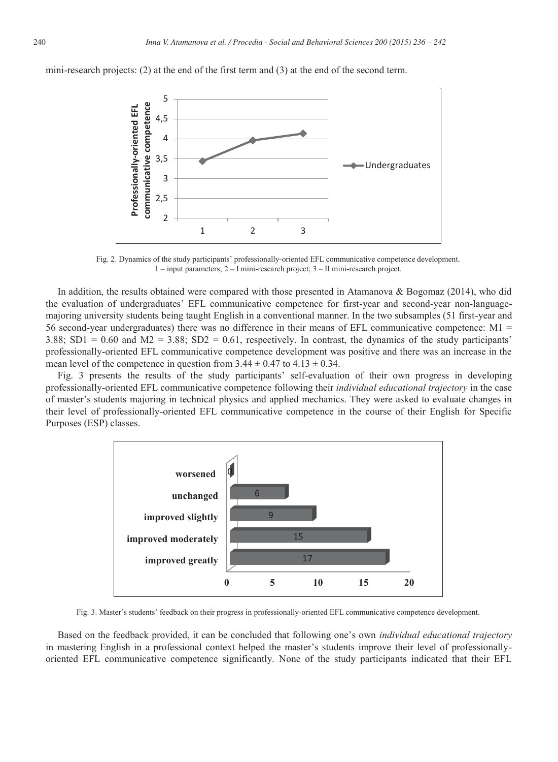mini-research projects: (2) at the end of the first term and (3) at the end of the second term.

Fig. 2. Dynamics of the study participants' professionally-oriented EFL communicative competence development. 1 – input parameters; 2 – I mini-research project; 3 – II mini-research project.

In addition, the results obtained were compared with those presented in Atamanova & Bogomaz (2014), who did the evaluation of undergraduates' EFL communicative competence for first-year and second-year non-language-majoring university students being taught English in a conventional manner. In the two subsamples (51 first-year and 56 second-year undergraduates) there was no difference in their means of EFL communicative competence: $M1 = 3.88$; $SD1 = 0.60$ and $M2 = 3.88$; $SD2 = 0.61$, respectively. In contrast, the dynamics of the study participants' professionally-oriented EFL communicative competence development was positive and there was an increase in the mean level of the competence in question from $3.44 \pm 0.47$ to $4.13 \pm 0.34$.

Fig. 3 presents the results of the study participants' self-evaluation of their own progress in developing professionally-oriented EFL communicative competence following their *individual educational trajectory* in the case of master's students majoring in technical physics and applied mechanics. They were asked to evaluate changes in their level of professionally-oriented EFL communicative competence in the course of their English for Specific Purposes (ESP) classes.

Fig. 3. Master's students' feedback on their progress in professionally-oriented EFL communicative competence development.

Based on the feedback provided, it can be concluded that following one's own *individual educational trajectory* in mastering English in a professional context helped the master's students improve their level of professionally-oriented EFL communicative competence significantly. None of the study participants indicated that their EFL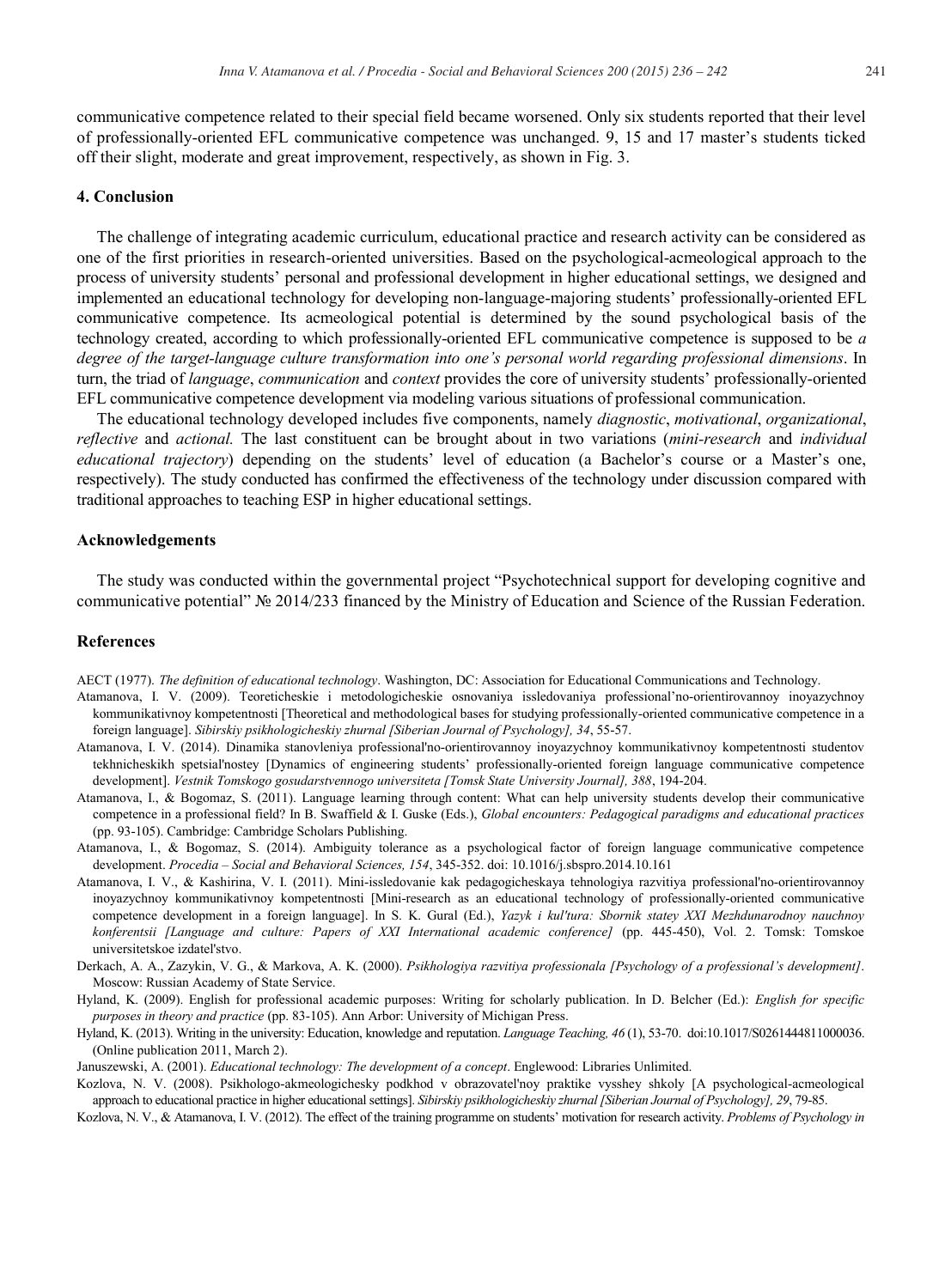communicative competence related to their special field became worsened. Only six students reported that their level of professionally-oriented EFL communicative competence was unchanged. 9, 15 and 17 master's students ticked off their slight, moderate and great improvement, respectively, as shown in Fig. 3.

## 4. Conclusion

The challenge of integrating academic curriculum, educational practice and research activity can be considered as one of the first priorities in research-oriented universities. Based on the psychological-acmeological approach to the process of university students' personal and professional development in higher educational settings, we designed and implemented an educational technology for developing non-language-majoring students' professionally-oriented EFL communicative competence. Its acmeological potential is determined by the sound psychological basis of the technology created, according to which professionally-oriented EFL communicative competence is supposed to be *a degree of the target-language culture transformation into one's personal world regarding professional dimensions*. In turn, the triad of *language*, *communication* and *context* provides the core of university students' professionally-oriented EFL communicative competence development via modeling various situations of professional communication.

The educational technology developed includes five components, namely *diagnostic*, *motivational*, *organizational*, *reflective* and *actional.* The last constituent can be brought about in two variations (*mini-research* and *individual educational trajectory*) depending on the students' level of education (a Bachelor's course or a Master's one, respectively). The study conducted has confirmed the effectiveness of the technology under discussion compared with traditional approaches to teaching ESP in higher educational settings.

## Acknowledgements

The study was conducted within the governmental project "Psychotechnical support for developing cognitive and communicative potential" № 2014/233 financed by the Ministry of Education and Science of the Russian Federation.

## References

AECT (1977). *The definition of educational technology*. Washington, DC: Association for Educational Communications and Technology.

Atamanova, I. V. (2009). Teoreticheskie i metodologicheskie osnovaniya issledovaniya professional'no-orientirovannoy inoyazychnoy kommunikativnoy kompetentnosti [Theoretical and methodological bases for studying professionally-oriented communicative competence in a foreign language]. *Sibirskiy psikhologicheskiy zhurnal [Siberian Journal of Psychology], 34*, 55-57.

Atamanova, I. V. (2014). Dinamika stanovleniya professional'no-orientirovannoy inoyazychnoy kommunikativnoy kompetentnosti studentov tekhnicheskikh spetsial'nostey [Dynamics of engineering students' professionally-oriented foreign language communicative competence development]. *Vestnik Tomskogo gosudarstvennogo universiteta [Tomsk State University Journal], 388*, 194-204.

Atamanova, I., & Bogomaz, S. (2011). Language learning through content: What can help university students develop their communicative competence in a professional field? In B. Swaffield & I. Guske (Eds.), *Global encounters: Pedagogical paradigms and educational practices* (pp. 93-105). Cambridge: Cambridge Scholars Publishing.

Atamanova, I., & Bogomaz, S. (2014). Ambiguity tolerance as a psychological factor of foreign language communicative competence development. *Procedia – Social and Behavioral Sciences, 154*, 345-352. doi: 10.1016/j.sbspro.2014.10.161

Atamanova, I. V., & Kashirina, V. I. (2011). Mini-issledovanie kak pedagogicheskaya tehnologiya razvitiya professional'no-orientirovannoy inoyazychnoy kommunikativnoy kompetentnosti [Mini-research as an educational technology of professionally-oriented communicative competence development in a foreign language]. In S. K. Gural (Ed.), *Yazyk i kul'tura: Sbornik statey XXI Mezhdunarodnoy nauchnoy konferentsii [Language and culture: Papers of XXI International academic conference]* (pp. 445-450), Vol. 2. Tomsk: Tomskoe universitetskoe izdatel'stvo.

Derkach, A. A., Zazykin, V. G., & Markova, A. K. (2000). *Psikhologiya razvitiya professionala [Psychology of a professional's development]*. Moscow: Russian Academy of State Service.

Hyland, K. (2009). English for professional academic purposes: Writing for scholarly publication. In D. Belcher (Ed.): *English for specific purposes in theory and practice* (pp. 83-105). Ann Arbor: University of Michigan Press.

Hyland, K. (2013). Writing in the university: Education, knowledge and reputation. *Language Teaching, 46* (1), 53-70. doi:10.1017/S0261444811000036. (Online publication 2011, March 2).

Januszewski, A. (2001). *Educational technology: The development of a concept*. Englewood: Libraries Unlimited.

Kozlova, N. V. (2008). Psikhologo-akmeologichesky podkhod v obrazovatel'noy praktike vysshey shkoly [A psychological-acmeological approach to educational practice in higher educational settings]. *Sibirskiy psikhologicheskiy zhurnal [Siberian Journal of Psychology], 29*, 79-85.

Kozlova, N. V., & Atamanova, I. V. (2012). The effect of the training programme on students' motivation for research activity. *Problems of Psychology in*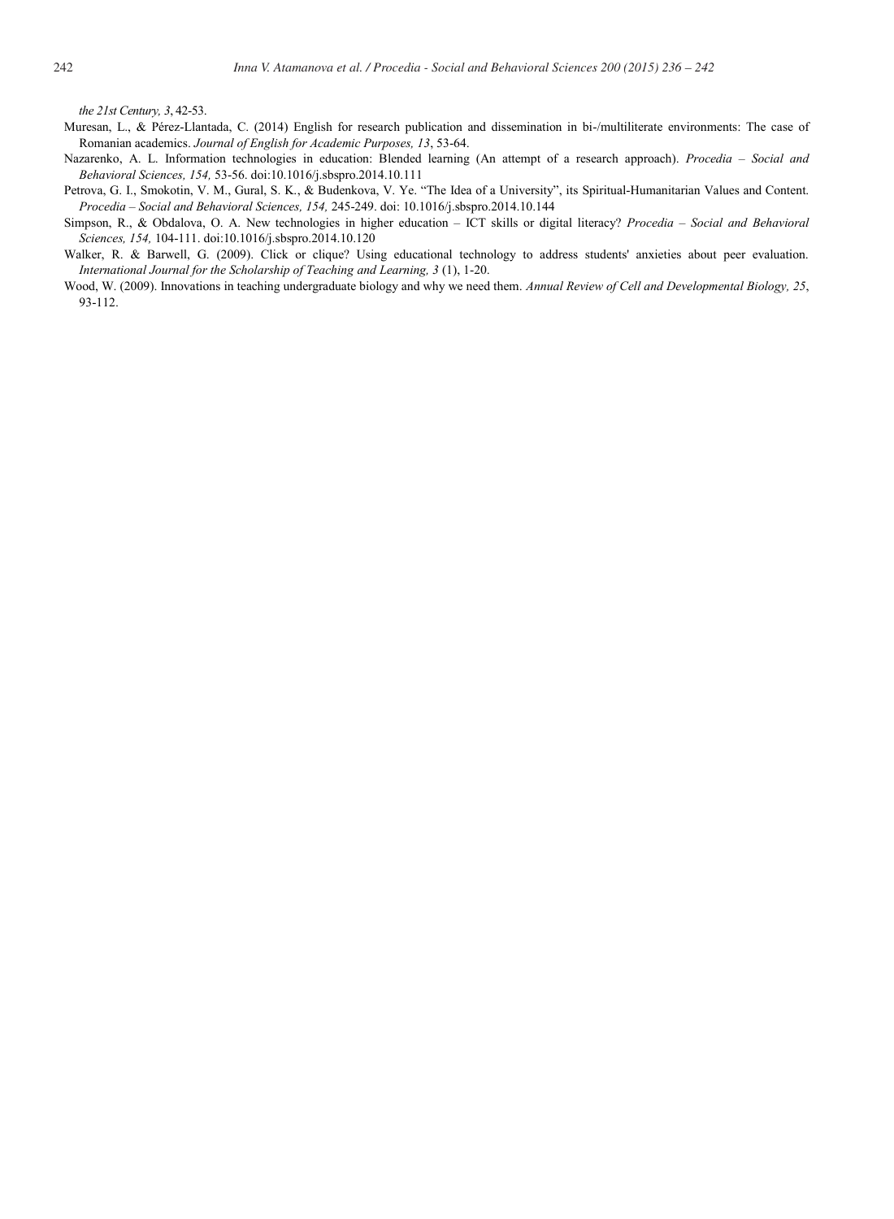*the 21st Century, 3*, 42-53.

Muresan, L., & Pérez-Llantada, C. (2014) English for research publication and dissemination in bi-/multiliterate environments: The case of Romanian academics. *Journal of English for Academic Purposes, 13*, 53-64.

Nazarenko, A. L. Information technologies in education: Blended learning (An attempt of a research approach). *Procedia – Social and Behavioral Sciences, 154,* 53-56. doi:10.1016/j.sbspro.2014.10.111

Petrova, G. I., Smokotin, V. M., Gural, S. K., & Budenkova, V. Ye. "The Idea of a University", its Spiritual-Humanitarian Values and Content. *Procedia – Social and Behavioral Sciences, 154,* 245-249. doi: 10.1016/j.sbspro.2014.10.144

Simpson, R., & Obdalova, O. A. New technologies in higher education – ICT skills or digital literacy? *Procedia – Social and Behavioral Sciences, 154,* 104-111. doi:10.1016/j.sbspro.2014.10.120

Walker, R. & Barwell, G. (2009). Click or clique? Using educational technology to address students' anxieties about peer evaluation. *International Journal for the Scholarship of Teaching and Learning, 3* (1), 1-20.

Wood, W. (2009). Innovations in teaching undergraduate biology and why we need them. *Annual Review of Cell and Developmental Biology, 25*, 93-112.